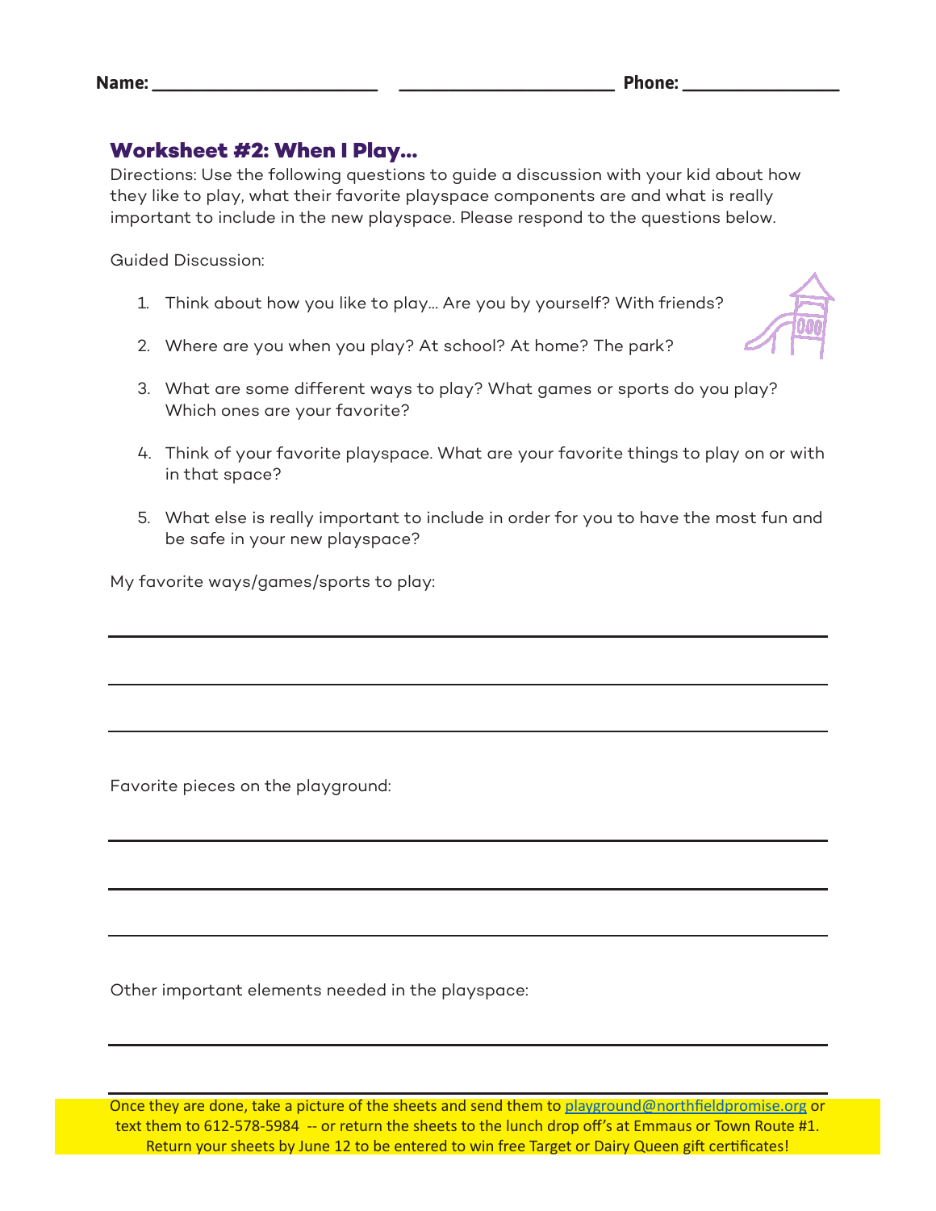**Name:** ________________________ ______________________ **Phone:** ________________

## Worksheet #2: When I Play...

Directions: Use the following questions to guide a discussion with your kid about how they like to play, what their favorite playspace components are and what is really important to include in the new playspace. Please respond to the questions below.

Guided Discussion:

1. Think about how you like to play... Are you by yourself? With friends?
2. Where are you when you play? At school? At home? The park?
3. What are some different ways to play? What games or sports do you play? Which ones are your favorite?
4. Think of your favorite playspace. What are your favorite things to play on or with in that space?
5. What else is really important to include in order for you to have the most fun and be safe in your new playspace?

My favorite ways/games/sports to play:

______________________________________________________________________

______________________________________________________________________

______________________________________________________________________

Favorite pieces on the playground:

______________________________________________________________________

______________________________________________________________________

______________________________________________________________________

Other important elements needed in the playspace:

______________________________________________________________________

______________________________________________________________________

Once they are done, take a picture of the sheets and send them to playground@northfieldpromise.org or text them to 612-578-5984 -- or return the sheets to the lunch drop off's at Emmaus or Town Route #1. Return your sheets by June 12 to be entered to win free Target or Dairy Queen gift certificates!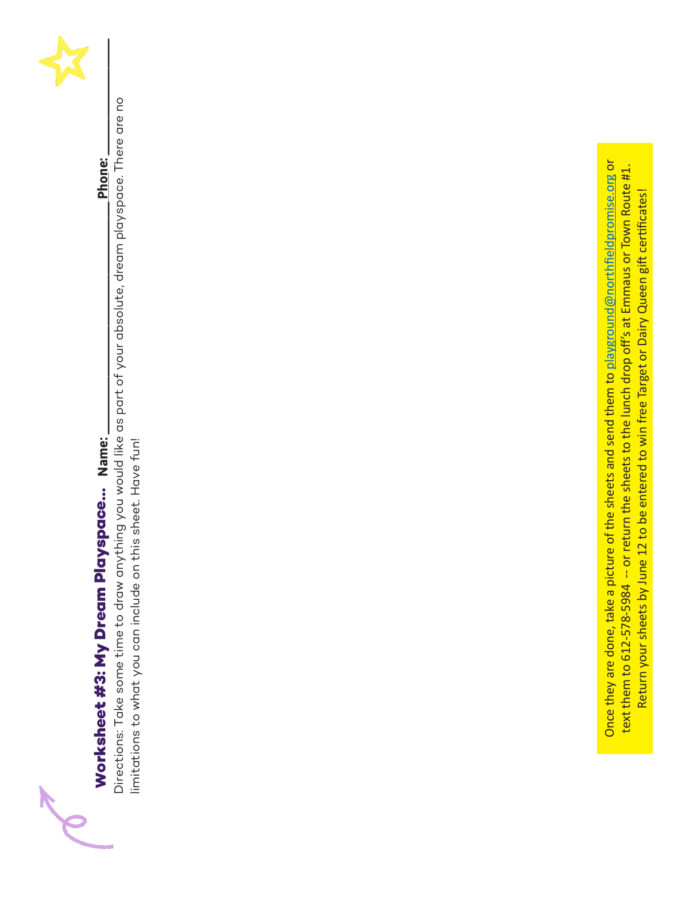# Worksheet #3: My Dream Playspace...

**Name:** ____________________ **Phone:** ____________________

Directions: Take some time to draw anything you would like as part of your absolute, dream playspace. There are no limitations to what you can include on this sheet. Have fun!

Once they are done, take a picture of the sheets and send them to playground@northfieldpromise.org or text them to 612-578-5984 -- or return the sheets to the lunch drop off's at Emmaus or Town Route #1. Return your sheets by June 12 to be entered to win free Target or Dairy Queen gift certificates!